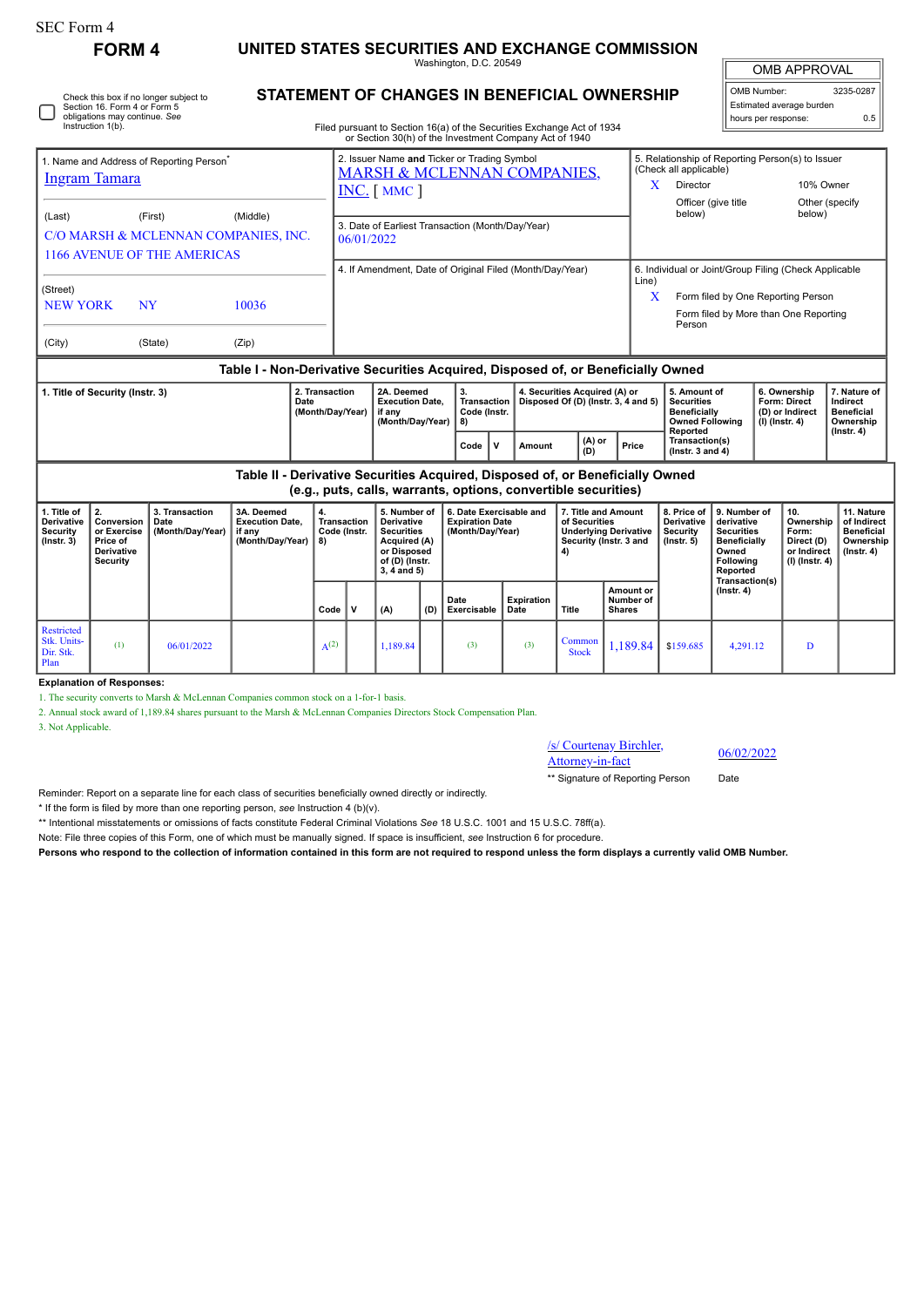SEC Form 4

# FORM 4

## UNITED STATES SECURITIES AND EXCHANGE COMMISSION

Washington, D.C. 20549

## STATEMENT OF CHANGES IN BENEFICIAL OWNERSHIP

Filed pursuant to Section 16(a) of the Securities Exchange Act of 1934 or Section 30(h) of the Investment Company Act of 1940

☐ Check this box if no longer subject to Section 16. Form 4 or Form 5 obligations may continue. *See* Instruction 1(b).

| OMB APPROVAL | |
|---|---|
| OMB Number: | 3235-0287 |
| Estimated average burden | |
| hours per response: | 0.5 |

1. Name and Address of Reporting Person*
Ingram Tamara

(Last) (First) (Middle)
C/O MARSH & MCLENNAN COMPANIES, INC.
1166 AVENUE OF THE AMERICAS

(Street)
NEW YORK NY 10036

(City) (State) (Zip)

2. Issuer Name **and** Ticker or Trading Symbol
MARSH & MCLENNAN COMPANIES, INC. [ MMC ]

3. Date of Earliest Transaction (Month/Day/Year)
06/01/2022

4. If Amendment, Date of Original Filed (Month/Day/Year)

5. Relationship of Reporting Person(s) to Issuer (Check all applicable)
X Director
10% Owner
Officer (give title below)
Other (specify below)

6. Individual or Joint/Group Filing (Check Applicable Line)
X Form filed by One Reporting Person
Form filed by More than One Reporting Person

### Table I - Non-Derivative Securities Acquired, Disposed of, or Beneficially Owned

| 1. Title of Security (Instr. 3) | 2. Transaction Date (Month/Day/Year) | 2A. Deemed Execution Date, if any (Month/Day/Year) | 3. Transaction Code (Instr. 8) | | 4. Securities Acquired (A) or Disposed Of (D) (Instr. 3, 4 and 5) | | | 5. Amount of Securities Beneficially Owned Following Reported Transaction(s) (Instr. 3 and 4) | 6. Ownership Form: Direct (D) or Indirect (I) (Instr. 4) | 7. Nature of Indirect Beneficial Ownership (Instr. 4) |
|---|---|---|---|---|---|---|---|---|---|---|
| | | | Code | V | Amount | (A) or (D) | Price | | | |

### Table II - Derivative Securities Acquired, Disposed of, or Beneficially Owned (e.g., puts, calls, warrants, options, convertible securities)

| 1. Title of Derivative Security (Instr. 3) | 2. Conversion or Exercise Price of Derivative Security | 3. Transaction Date (Month/Day/Year) | 3A. Deemed Execution Date, if any (Month/Day/Year) | 4. Transaction Code (Instr. 8) | | 5. Number of Derivative Securities Acquired (A) or Disposed of (D) (Instr. 3, 4 and 5) | | 6. Date Exercisable and Expiration Date (Month/Day/Year) | | 7. Title and Amount of Securities Underlying Derivative Security (Instr. 3 and 4) | | 8. Price of Derivative Security (Instr. 5) | 9. Number of derivative Securities Beneficially Owned Following Reported Transaction(s) (Instr. 4) | 10. Ownership Form: Direct (D) or Indirect (I) (Instr. 4) | 11. Nature of Indirect Beneficial Ownership (Instr. 4) |
|---|---|---|---|---|---|---|---|---|---|---|---|---|---|---|---|
| | | | | Code | V | (A) | (D) | Date Exercisable | Expiration Date | Title | Amount or Number of Shares | | | | |
| Restricted Stk. Units-Dir. Stk. Plan | (1) | 06/01/2022 | | A(2) | | 1,189.84 | | (3) | (3) | Common Stock | 1,189.84 | $159.685 | 4,291.12 | D | |

**Explanation of Responses:**

1. The security converts to Marsh & McLennan Companies common stock on a 1-for-1 basis.
2. Annual stock award of 1,189.84 shares pursuant to the Marsh & McLennan Companies Directors Stock Compensation Plan.
3. Not Applicable.

/s/ Courtenay Birchler, Attorney-in-fact — 06/02/2022

** Signature of Reporting Person — Date

Reminder: Report on a separate line for each class of securities beneficially owned directly or indirectly.

* If the form is filed by more than one reporting person, *see* Instruction 4 (b)(v).

** Intentional misstatements or omissions of facts constitute Federal Criminal Violations *See* 18 U.S.C. 1001 and 15 U.S.C. 78ff(a).

Note: File three copies of this Form, one of which must be manually signed. If space is insufficient, *see* Instruction 6 for procedure.

**Persons who respond to the collection of information contained in this form are not required to respond unless the form displays a currently valid OMB Number.**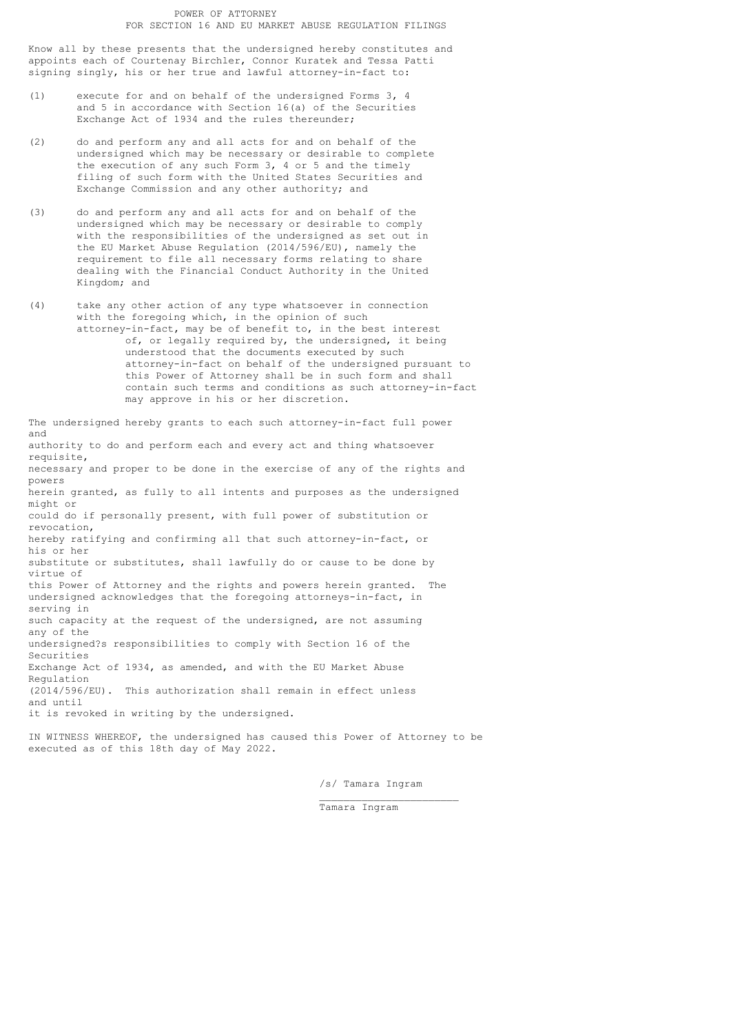# POWER OF ATTORNEY
## FOR SECTION 16 AND EU MARKET ABUSE REGULATION FILINGS

Know all by these presents that the undersigned hereby constitutes and appoints each of Courtenay Birchler, Connor Kuratek and Tessa Patti signing singly, his or her true and lawful attorney-in-fact to:

(1) execute for and on behalf of the undersigned Forms 3, 4 and 5 in accordance with Section 16(a) of the Securities Exchange Act of 1934 and the rules thereunder;

(2) do and perform any and all acts for and on behalf of the undersigned which may be necessary or desirable to complete the execution of any such Form 3, 4 or 5 and the timely filing of such form with the United States Securities and Exchange Commission and any other authority; and

(3) do and perform any and all acts for and on behalf of the undersigned which may be necessary or desirable to comply with the responsibilities of the undersigned as set out in the EU Market Abuse Regulation (2014/596/EU), namely the requirement to file all necessary forms relating to share dealing with the Financial Conduct Authority in the United Kingdom; and

(4) take any other action of any type whatsoever in connection with the foregoing which, in the opinion of such attorney-in-fact, may be of benefit to, in the best interest of, or legally required by, the undersigned, it being understood that the documents executed by such attorney-in-fact on behalf of the undersigned pursuant to this Power of Attorney shall be in such form and shall contain such terms and conditions as such attorney-in-fact may approve in his or her discretion.

The undersigned hereby grants to each such attorney-in-fact full power and authority to do and perform each and every act and thing whatsoever requisite, necessary and proper to be done in the exercise of any of the rights and powers herein granted, as fully to all intents and purposes as the undersigned might or could do if personally present, with full power of substitution or revocation, hereby ratifying and confirming all that such attorney-in-fact, or his or her substitute or substitutes, shall lawfully do or cause to be done by virtue of this Power of Attorney and the rights and powers herein granted. The undersigned acknowledges that the foregoing attorneys-in-fact, in serving in such capacity at the request of the undersigned, are not assuming any of the undersigned?s responsibilities to comply with Section 16 of the Securities Exchange Act of 1934, as amended, and with the EU Market Abuse Regulation (2014/596/EU). This authorization shall remain in effect unless and until it is revoked in writing by the undersigned.

IN WITNESS WHEREOF, the undersigned has caused this Power of Attorney to be executed as of this 18th day of May 2022.

/s/ Tamara Ingram

______________________

Tamara Ingram